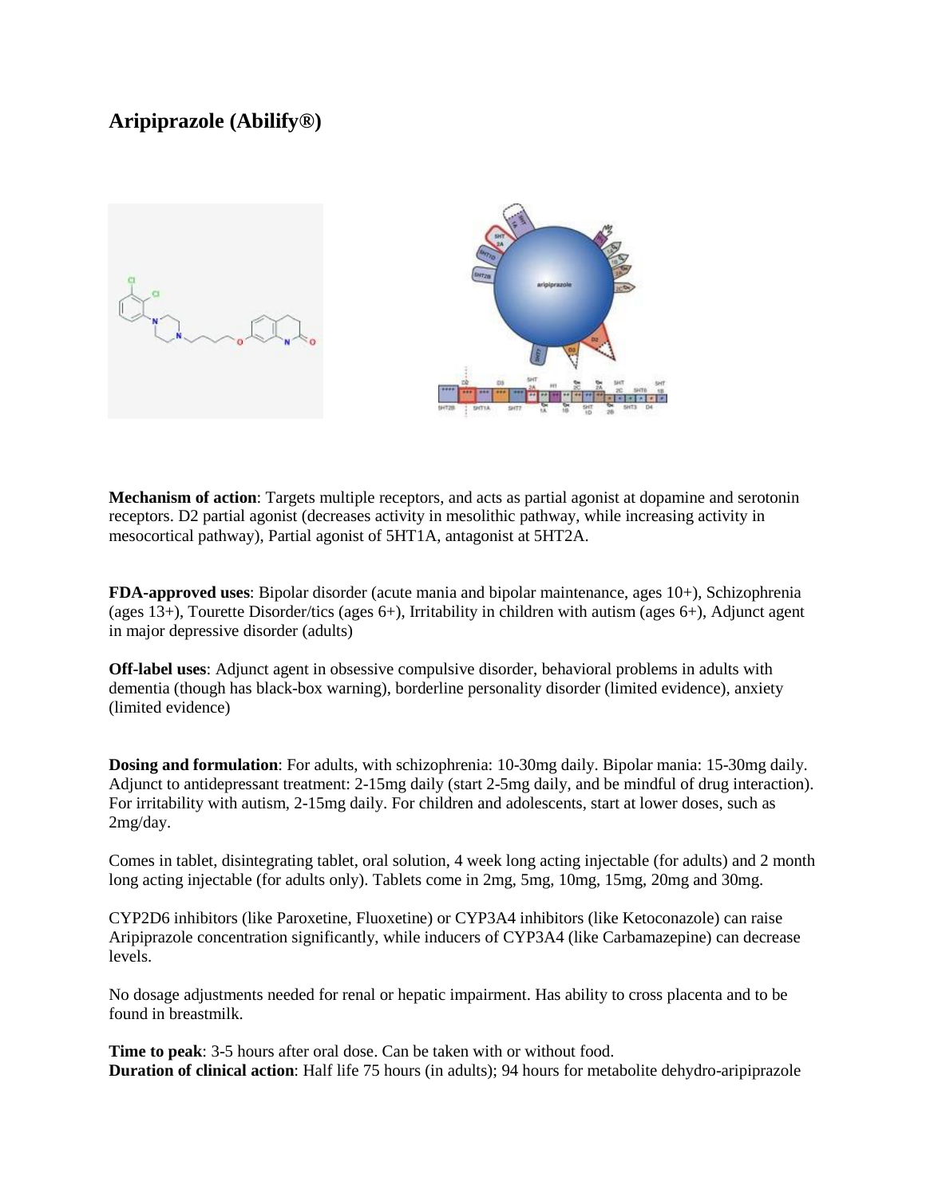## Aripiprazole (Abilify®)

**Mechanism of action**: Targets multiple receptors, and acts as partial agonist at dopamine and serotonin receptors. D2 partial agonist (decreases activity in mesolithic pathway, while increasing activity in mesocortical pathway), Partial agonist of 5HT1A, antagonist at 5HT2A.

**FDA-approved uses**: Bipolar disorder (acute mania and bipolar maintenance, ages 10+), Schizophrenia (ages 13+), Tourette Disorder/tics (ages 6+), Irritability in children with autism (ages 6+), Adjunct agent in major depressive disorder (adults)

**Off-label uses**: Adjunct agent in obsessive compulsive disorder, behavioral problems in adults with dementia (though has black-box warning), borderline personality disorder (limited evidence), anxiety (limited evidence)

**Dosing and formulation**: For adults, with schizophrenia: 10-30mg daily. Bipolar mania: 15-30mg daily. Adjunct to antidepressant treatment: 2-15mg daily (start 2-5mg daily, and be mindful of drug interaction). For irritability with autism, 2-15mg daily. For children and adolescents, start at lower doses, such as 2mg/day.

Comes in tablet, disintegrating tablet, oral solution, 4 week long acting injectable (for adults) and 2 month long acting injectable (for adults only). Tablets come in 2mg, 5mg, 10mg, 15mg, 20mg and 30mg.

CYP2D6 inhibitors (like Paroxetine, Fluoxetine) or CYP3A4 inhibitors (like Ketoconazole) can raise Aripiprazole concentration significantly, while inducers of CYP3A4 (like Carbamazepine) can decrease levels.

No dosage adjustments needed for renal or hepatic impairment. Has ability to cross placenta and to be found in breastmilk.

**Time to peak**: 3-5 hours after oral dose. Can be taken with or without food.
**Duration of clinical action**: Half life 75 hours (in adults); 94 hours for metabolite dehydro-aripiprazole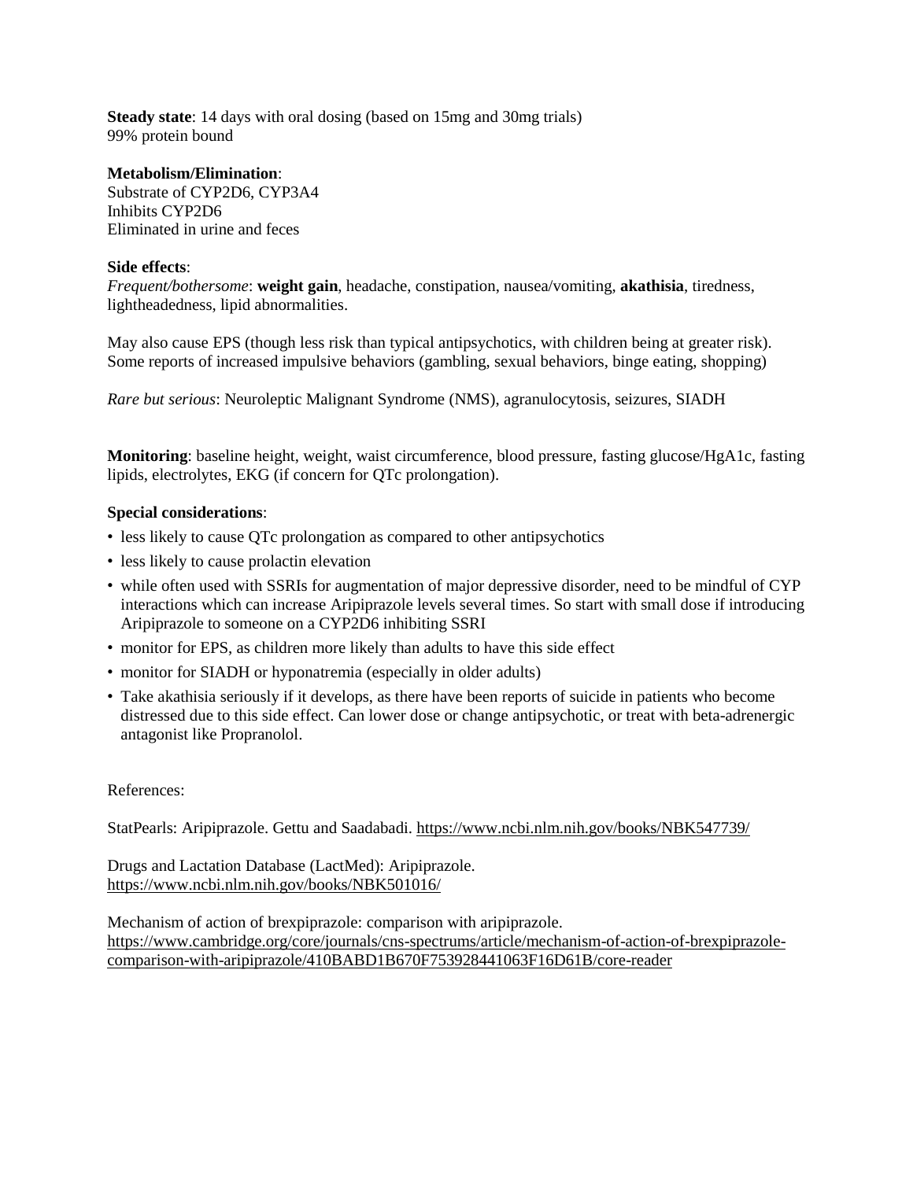**Steady state**: 14 days with oral dosing (based on 15mg and 30mg trials)
99% protein bound

**Metabolism/Elimination**:
Substrate of CYP2D6, CYP3A4
Inhibits CYP2D6
Eliminated in urine and feces

**Side effects**:
*Frequent/bothersome*: **weight gain**, headache, constipation, nausea/vomiting, **akathisia**, tiredness, lightheadedness, lipid abnormalities.

May also cause EPS (though less risk than typical antipsychotics, with children being at greater risk). Some reports of increased impulsive behaviors (gambling, sexual behaviors, binge eating, shopping)

*Rare but serious*: Neuroleptic Malignant Syndrome (NMS), agranulocytosis, seizures, SIADH

**Monitoring**: baseline height, weight, waist circumference, blood pressure, fasting glucose/HgA1c, fasting lipids, electrolytes, EKG (if concern for QTc prolongation).

**Special considerations**:

- less likely to cause QTc prolongation as compared to other antipsychotics
- less likely to cause prolactin elevation
- while often used with SSRIs for augmentation of major depressive disorder, need to be mindful of CYP interactions which can increase Aripiprazole levels several times. So start with small dose if introducing Aripiprazole to someone on a CYP2D6 inhibiting SSRI
- monitor for EPS, as children more likely than adults to have this side effect
- monitor for SIADH or hyponatremia (especially in older adults)
- Take akathisia seriously if it develops, as there have been reports of suicide in patients who become distressed due to this side effect. Can lower dose or change antipsychotic, or treat with beta-adrenergic antagonist like Propranolol.

References:

StatPearls: Aripiprazole. Gettu and Saadabadi. https://www.ncbi.nlm.nih.gov/books/NBK547739/

Drugs and Lactation Database (LactMed): Aripiprazole.
https://www.ncbi.nlm.nih.gov/books/NBK501016/

Mechanism of action of brexpiprazole: comparison with aripiprazole.
https://www.cambridge.org/core/journals/cns-spectrums/article/mechanism-of-action-of-brexpiprazole-comparison-with-aripiprazole/410BABD1B670F753928441063F16D61B/core-reader